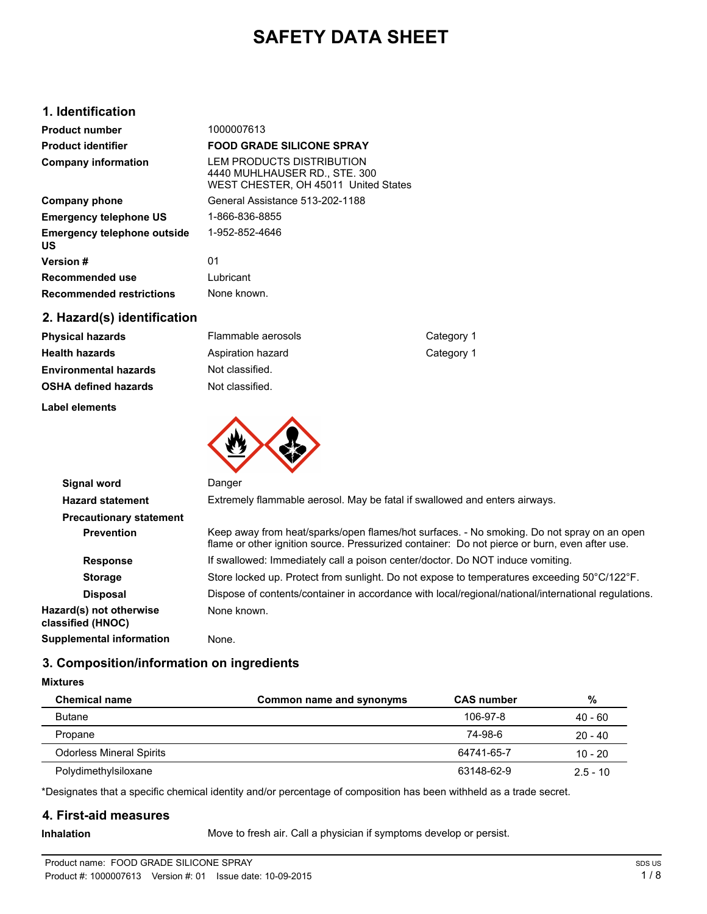# SAFETY DATA SHEET

## 1. Identification

| | |
|---|---|
| **Product number** | 1000007613 |
| **Product identifier** | **FOOD GRADE SILICONE SPRAY** |
| **Company information** | LEM PRODUCTS DISTRIBUTION<br>4440 MUHLHAUSER RD., STE. 300<br>WEST CHESTER, OH 45011 United States |
| **Company phone** | General Assistance 513-202-1188 |
| **Emergency telephone US** | 1-866-836-8855 |
| **Emergency telephone outside US** | 1-952-852-4646 |
| **Version #** | 01 |
| **Recommended use** | Lubricant |
| **Recommended restrictions** | None known. |

## 2. Hazard(s) identification

| | | |
|---|---|---|
| **Physical hazards** | Flammable aerosols | Category 1 |
| **Health hazards** | Aspiration hazard | Category 1 |
| **Environmental hazards** | Not classified. | |
| **OSHA defined hazards** | Not classified. | |

**Label elements**

| | |
|---|---|
| **Signal word** | Danger |
| **Hazard statement** | Extremely flammable aerosol. May be fatal if swallowed and enters airways. |
| **Precautionary statement** | |
| **Prevention** | Keep away from heat/sparks/open flames/hot surfaces. - No smoking. Do not spray on an open flame or other ignition source. Pressurized container: Do not pierce or burn, even after use. |
| **Response** | If swallowed: Immediately call a poison center/doctor. Do NOT induce vomiting. |
| **Storage** | Store locked up. Protect from sunlight. Do not expose to temperatures exceeding 50°C/122°F. |
| **Disposal** | Dispose of contents/container in accordance with local/regional/national/international regulations. |
| **Hazard(s) not otherwise classified (HNOC)** | None known. |
| **Supplemental information** | None. |

## 3. Composition/information on ingredients

**Mixtures**

| Chemical name | Common name and synonyms | CAS number | % |
|---|---|---|---|
| Butane | | 106-97-8 | 40 - 60 |
| Propane | | 74-98-6 | 20 - 40 |
| Odorless Mineral Spirits | | 64741-65-7 | 10 - 20 |
| Polydimethylsiloxane | | 63148-62-9 | 2.5 - 10 |

*Designates that a specific chemical identity and/or percentage of composition has been withheld as a trade secret.

## 4. First-aid measures

| | |
|---|---|
| **Inhalation** | Move to fresh air. Call a physician if symptoms develop or persist. |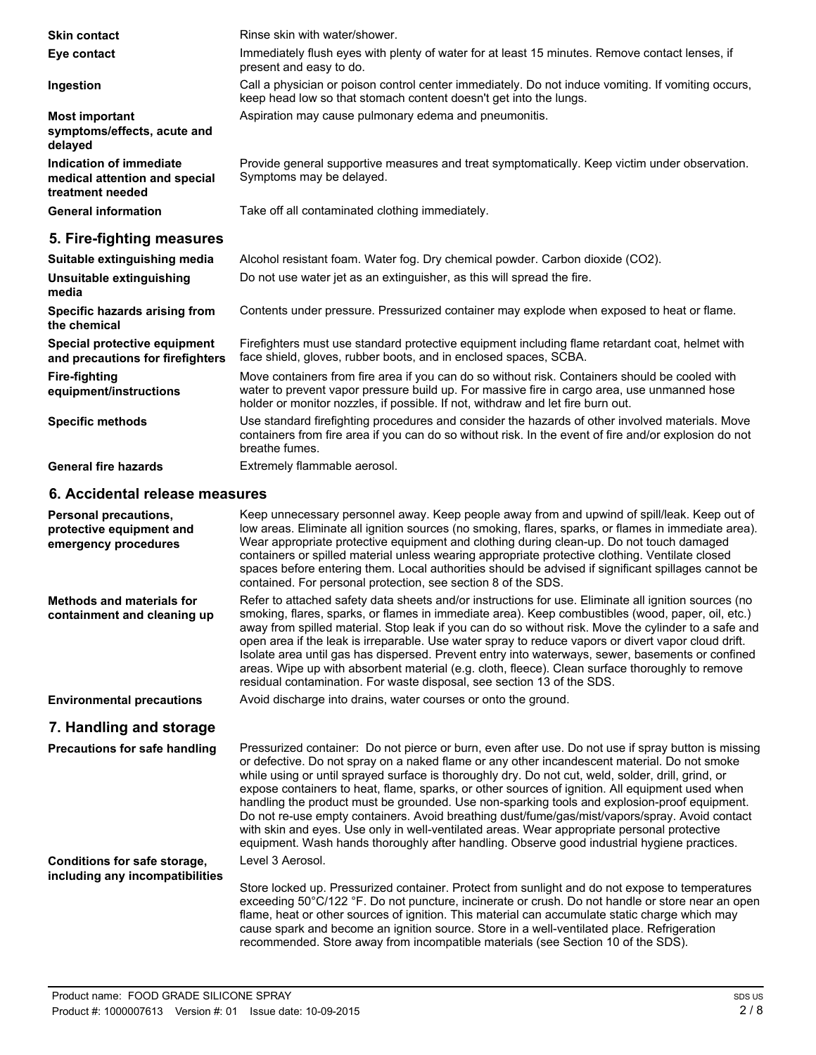**Skin contact** Rinse skin with water/shower.

**Eye contact** Immediately flush eyes with plenty of water for at least 15 minutes. Remove contact lenses, if present and easy to do.

**Ingestion** Call a physician or poison control center immediately. Do not induce vomiting. If vomiting occurs, keep head low so that stomach content doesn't get into the lungs.

**Most important symptoms/effects, acute and delayed** Aspiration may cause pulmonary edema and pneumonitis.

**Indication of immediate medical attention and special treatment needed** Provide general supportive measures and treat symptomatically. Keep victim under observation. Symptoms may be delayed.

**General information** Take off all contaminated clothing immediately.

## 5. Fire-fighting measures

**Suitable extinguishing media** Alcohol resistant foam. Water fog. Dry chemical powder. Carbon dioxide ($CO_2$).

**Unsuitable extinguishing media** Do not use water jet as an extinguisher, as this will spread the fire.

**Specific hazards arising from the chemical** Contents under pressure. Pressurized container may explode when exposed to heat or flame.

**Special protective equipment and precautions for firefighters** Firefighters must use standard protective equipment including flame retardant coat, helmet with face shield, gloves, rubber boots, and in enclosed spaces, SCBA.

**Fire-fighting equipment/instructions** Move containers from fire area if you can do so without risk. Containers should be cooled with water to prevent vapor pressure build up. For massive fire in cargo area, use unmanned hose holder or monitor nozzles, if possible. If not, withdraw and let fire burn out.

**Specific methods** Use standard firefighting procedures and consider the hazards of other involved materials. Move containers from fire area if you can do so without risk. In the event of fire and/or explosion do not breathe fumes.

**General fire hazards** Extremely flammable aerosol.

## 6. Accidental release measures

**Personal precautions, protective equipment and emergency procedures** Keep unnecessary personnel away. Keep people away from and upwind of spill/leak. Keep out of low areas. Eliminate all ignition sources (no smoking, flares, sparks, or flames in immediate area). Wear appropriate protective equipment and clothing during clean-up. Do not touch damaged containers or spilled material unless wearing appropriate protective clothing. Ventilate closed spaces before entering them. Local authorities should be advised if significant spillages cannot be contained. For personal protection, see section 8 of the SDS.

**Methods and materials for containment and cleaning up** Refer to attached safety data sheets and/or instructions for use. Eliminate all ignition sources (no smoking, flares, sparks, or flames in immediate area). Keep combustibles (wood, paper, oil, etc.) away from spilled material. Stop leak if you can do so without risk. Move the cylinder to a safe and open area if the leak is irreparable. Use water spray to reduce vapors or divert vapor cloud drift. Isolate area until gas has dispersed. Prevent entry into waterways, sewer, basements or confined areas. Wipe up with absorbent material (e.g. cloth, fleece). Clean surface thoroughly to remove residual contamination. For waste disposal, see section 13 of the SDS.

**Environmental precautions** Avoid discharge into drains, water courses or onto the ground.

## 7. Handling and storage

**Precautions for safe handling** Pressurized container: Do not pierce or burn, even after use. Do not use if spray button is missing or defective. Do not spray on a naked flame or any other incandescent material. Do not smoke while using or until sprayed surface is thoroughly dry. Do not cut, weld, solder, drill, grind, or expose containers to heat, flame, sparks, or other sources of ignition. All equipment used when handling the product must be grounded. Use non-sparking tools and explosion-proof equipment. Do not re-use empty containers. Avoid breathing dust/fume/gas/mist/vapors/spray. Avoid contact with skin and eyes. Use only in well-ventilated areas. Wear appropriate personal protective equipment. Wash hands thoroughly after handling. Observe good industrial hygiene practices.

**Conditions for safe storage, including any incompatibilities** Level 3 Aerosol.

Store locked up. Pressurized container. Protect from sunlight and do not expose to temperatures exceeding 50°C/122 °F. Do not puncture, incinerate or crush. Do not handle or store near an open flame, heat or other sources of ignition. This material can accumulate static charge which may cause spark and become an ignition source. Store in a well-ventilated place. Refrigeration recommended. Store away from incompatible materials (see Section 10 of the SDS).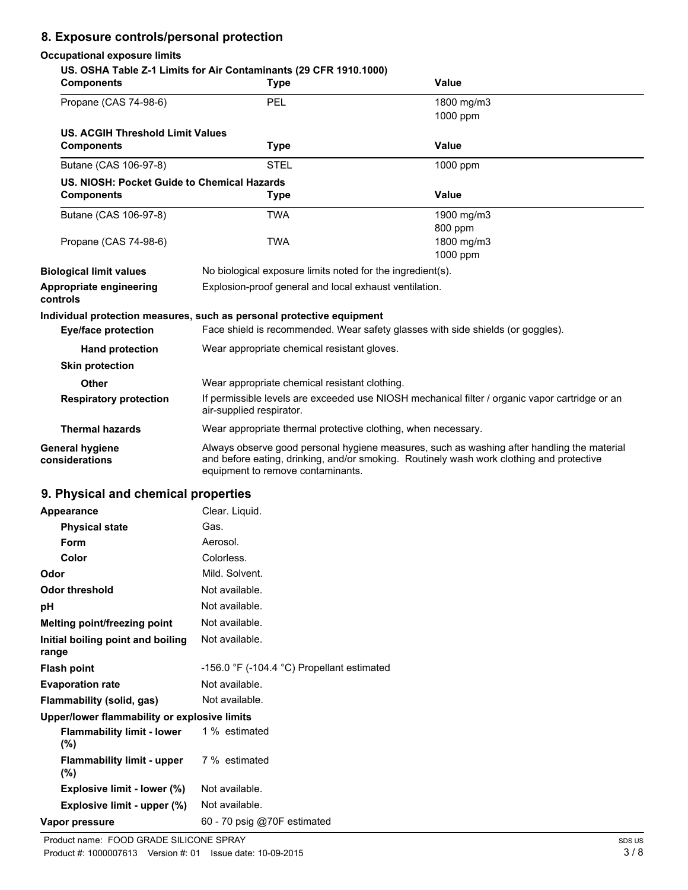## 8. Exposure controls/personal protection

### Occupational exposure limits

**US. OSHA Table Z-1 Limits for Air Contaminants (29 CFR 1910.1000)**

| Components | Type | Value |
|---|---|---|
| Propane (CAS 74-98-6) | PEL | 1800 mg/m3 |
| | | 1000 ppm |

**US. ACGIH Threshold Limit Values**

| Components | Type | Value |
|---|---|---|
| Butane (CAS 106-97-8) | STEL | 1000 ppm |

**US. NIOSH: Pocket Guide to Chemical Hazards**

| Components | Type | Value |
|---|---|---|
| Butane (CAS 106-97-8) | TWA | 1900 mg/m3 |
| | | 800 ppm |
| Propane (CAS 74-98-6) | TWA | 1800 mg/m3 |
| | | 1000 ppm |

**Biological limit values** No biological exposure limits noted for the ingredient(s).

**Appropriate engineering controls** Explosion-proof general and local exhaust ventilation.

**Individual protection measures, such as personal protective equipment**

**Eye/face protection** Face shield is recommended. Wear safety glasses with side shields (or goggles).

**Hand protection** Wear appropriate chemical resistant gloves.

**Skin protection**

**Other** Wear appropriate chemical resistant clothing.

**Respiratory protection** If permissible levels are exceeded use NIOSH mechanical filter / organic vapor cartridge or an air-supplied respirator.

**Thermal hazards** Wear appropriate thermal protective clothing, when necessary.

**General hygiene considerations** Always observe good personal hygiene measures, such as washing after handling the material and before eating, drinking, and/or smoking. Routinely wash work clothing and protective equipment to remove contaminants.

## 9. Physical and chemical properties

| | |
|---|---|
| **Appearance** | Clear. Liquid. |
| **Physical state** | Gas. |
| **Form** | Aerosol. |
| **Color** | Colorless. |
| **Odor** | Mild. Solvent. |
| **Odor threshold** | Not available. |
| **pH** | Not available. |
| **Melting point/freezing point** | Not available. |
| **Initial boiling point and boiling range** | Not available. |
| **Flash point** | -156.0 °F (-104.4 °C) Propellant estimated |
| **Evaporation rate** | Not available. |
| **Flammability (solid, gas)** | Not available. |
| **Upper/lower flammability or explosive limits** | |
| **Flammability limit - lower (%)** | 1 % estimated |
| **Flammability limit - upper (%)** | 7 % estimated |
| **Explosive limit - lower (%)** | Not available. |
| **Explosive limit - upper (%)** | Not available. |
| **Vapor pressure** | 60 - 70 psig @70F estimated |

Product name: FOOD GRADE SILICONE SPRAY
Product #: 1000007613 Version #: 01 Issue date: 10-09-2015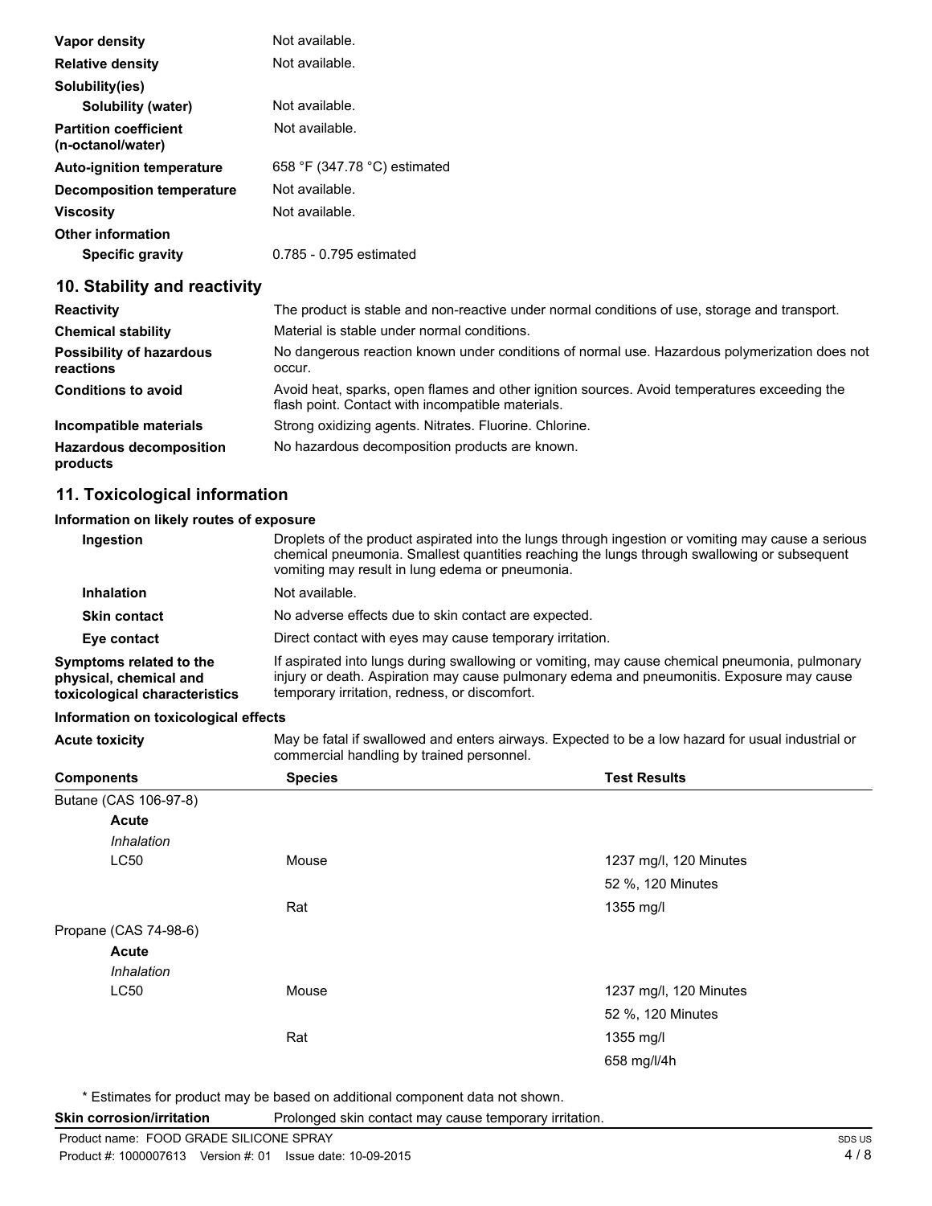| | |
|---|---|
| **Vapor density** | Not available. |
| **Relative density** | Not available. |
| **Solubility(ies)** | |
| **Solubility (water)** | Not available. |
| **Partition coefficient (n-octanol/water)** | Not available. |
| **Auto-ignition temperature** | 658 °F (347.78 °C) estimated |
| **Decomposition temperature** | Not available. |
| **Viscosity** | Not available. |
| **Other information** | |
| **Specific gravity** | 0.785 - 0.795 estimated |

## 10. Stability and reactivity

| | |
|---|---|
| **Reactivity** | The product is stable and non-reactive under normal conditions of use, storage and transport. |
| **Chemical stability** | Material is stable under normal conditions. |
| **Possibility of hazardous reactions** | No dangerous reaction known under conditions of normal use. Hazardous polymerization does not occur. |
| **Conditions to avoid** | Avoid heat, sparks, open flames and other ignition sources. Avoid temperatures exceeding the flash point. Contact with incompatible materials. |
| **Incompatible materials** | Strong oxidizing agents. Nitrates. Fluorine. Chlorine. |
| **Hazardous decomposition products** | No hazardous decomposition products are known. |

## 11. Toxicological information

**Information on likely routes of exposure**

| | |
|---|---|
| **Ingestion** | Droplets of the product aspirated into the lungs through ingestion or vomiting may cause a serious chemical pneumonia. Smallest quantities reaching the lungs through swallowing or subsequent vomiting may result in lung edema or pneumonia. |
| **Inhalation** | Not available. |
| **Skin contact** | No adverse effects due to skin contact are expected. |
| **Eye contact** | Direct contact with eyes may cause temporary irritation. |
| **Symptoms related to the physical, chemical and toxicological characteristics** | If aspirated into lungs during swallowing or vomiting, may cause chemical pneumonia, pulmonary injury or death. Aspiration may cause pulmonary edema and pneumonitis. Exposure may cause temporary irritation, redness, or discomfort. |

**Information on toxicological effects**

| | |
|---|---|
| **Acute toxicity** | May be fatal if swallowed and enters airways. Expected to be a low hazard for usual industrial or commercial handling by trained personnel. |

| Components | Species | Test Results |
|---|---|---|
| Butane (CAS 106-97-8) | | |
| **Acute** | | |
| *Inhalation* | | |
| LC50 | Mouse | 1237 mg/l, 120 Minutes |
| | | 52 %, 120 Minutes |
| | Rat | 1355 mg/l |
| Propane (CAS 74-98-6) | | |
| **Acute** | | |
| *Inhalation* | | |
| LC50 | Mouse | 1237 mg/l, 120 Minutes |
| | | 52 %, 120 Minutes |
| | Rat | 1355 mg/l |
| | | 658 mg/l/4h |

\* Estimates for product may be based on additional component data not shown.

| | |
|---|---|
| **Skin corrosion/irritation** | Prolonged skin contact may cause temporary irritation. |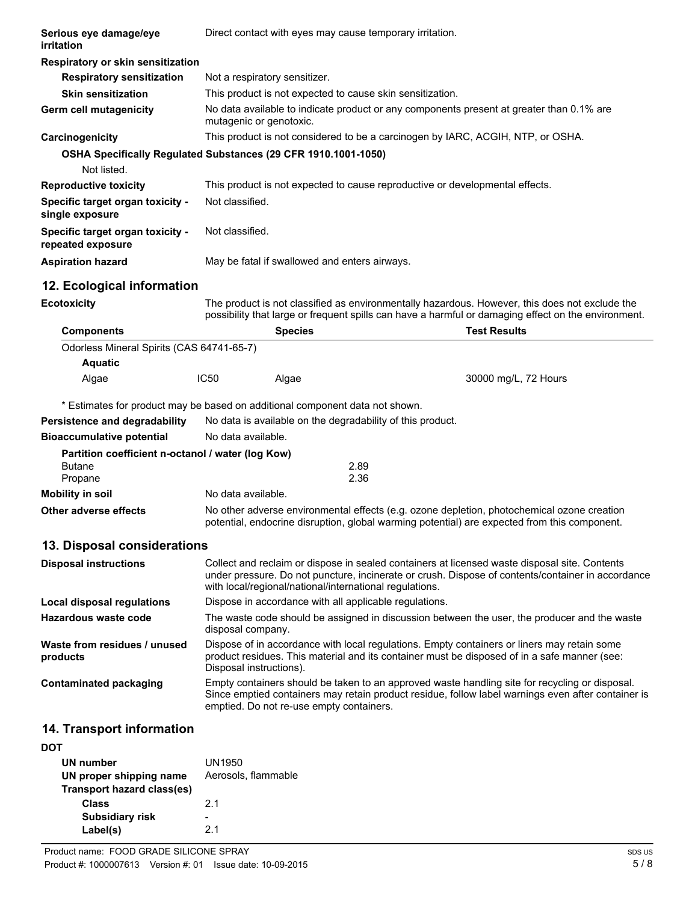| | |
|---|---|
| **Serious eye damage/eye irritation** | Direct contact with eyes may cause temporary irritation. |

**Respiratory or skin sensitization**

| | |
|---|---|
| **Respiratory sensitization** | Not a respiratory sensitizer. |
| **Skin sensitization** | This product is not expected to cause skin sensitization. |
| **Germ cell mutagenicity** | No data available to indicate product or any components present at greater than 0.1% are mutagenic or genotoxic. |
| **Carcinogenicity** | This product is not considered to be a carcinogen by IARC, ACGIH, NTP, or OSHA. |

**OSHA Specifically Regulated Substances (29 CFR 1910.1001-1050)**

Not listed.

| | |
|---|---|
| **Reproductive toxicity** | This product is not expected to cause reproductive or developmental effects. |
| **Specific target organ toxicity - single exposure** | Not classified. |
| **Specific target organ toxicity - repeated exposure** | Not classified. |
| **Aspiration hazard** | May be fatal if swallowed and enters airways. |

## 12. Ecological information

**Ecotoxicity** The product is not classified as environmentally hazardous. However, this does not exclude the possibility that large or frequent spills can have a harmful or damaging effect on the environment.

| Components | | Species | Test Results |
|---|---|---|---|
| Odorless Mineral Spirits (CAS 64741-65-7) | | | |
| **Aquatic** | | | |
| Algae | IC50 | Algae | 30000 mg/L, 72 Hours |

\* Estimates for product may be based on additional component data not shown.

| | |
|---|---|
| **Persistence and degradability** | No data is available on the degradability of this product. |
| **Bioaccumulative potential** | No data available. |

**Partition coefficient n-octanol / water (log Kow)**

| | |
|---|---|
| Butane | 2.89 |
| Propane | 2.36 |

| | |
|---|---|
| **Mobility in soil** | No data available. |
| **Other adverse effects** | No other adverse environmental effects (e.g. ozone depletion, photochemical ozone creation potential, endocrine disruption, global warming potential) are expected from this component. |

## 13. Disposal considerations

| | |
|---|---|
| **Disposal instructions** | Collect and reclaim or dispose in sealed containers at licensed waste disposal site. Contents under pressure. Do not puncture, incinerate or crush. Dispose of contents/container in accordance with local/regional/national/international regulations. |
| **Local disposal regulations** | Dispose in accordance with all applicable regulations. |
| **Hazardous waste code** | The waste code should be assigned in discussion between the user, the producer and the waste disposal company. |
| **Waste from residues / unused products** | Dispose of in accordance with local regulations. Empty containers or liners may retain some product residues. This material and its container must be disposed of in a safe manner (see: Disposal instructions). |
| **Contaminated packaging** | Empty containers should be taken to an approved waste handling site for recycling or disposal. Since emptied containers may retain product residue, follow label warnings even after container is emptied. Do not re-use empty containers. |

## 14. Transport information

**DOT**

| | |
|---|---|
| **UN number** | UN1950 |
| **UN proper shipping name** | Aerosols, flammable |
| **Transport hazard class(es)** | |
| **Class** | 2.1 |
| **Subsidiary risk** | - |
| **Label(s)** | 2.1 |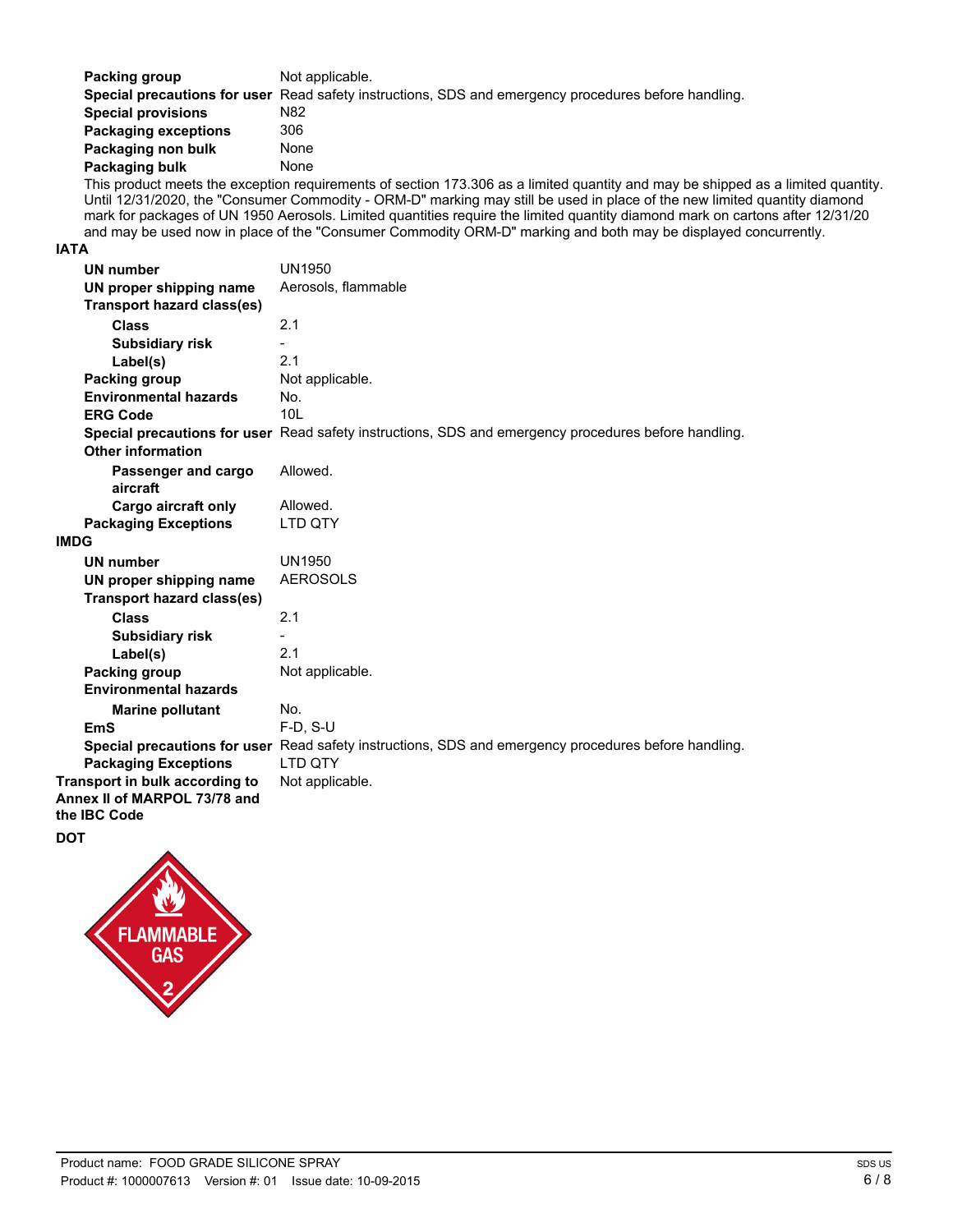| | |
|---|---|
| **Packing group** | Not applicable. |
| **Special precautions for user** | Read safety instructions, SDS and emergency procedures before handling. |
| **Special provisions** | N82 |
| **Packaging exceptions** | 306 |
| **Packaging non bulk** | None |
| **Packaging bulk** | None |

This product meets the exception requirements of section 173.306 as a limited quantity and may be shipped as a limited quantity. Until 12/31/2020, the "Consumer Commodity - ORM-D" marking may still be used in place of the new limited quantity diamond mark for packages of UN 1950 Aerosols. Limited quantities require the limited quantity diamond mark on cartons after 12/31/20 and may be used now in place of the "Consumer Commodity ORM-D" marking and both may be displayed concurrently.

**IATA**

| | |
|---|---|
| **UN number** | UN1950 |
| **UN proper shipping name** | Aerosols, flammable |
| **Transport hazard class(es)** | |
| **Class** | 2.1 |
| **Subsidiary risk** | - |
| **Label(s)** | 2.1 |
| **Packing group** | Not applicable. |
| **Environmental hazards** | No. |
| **ERG Code** | 10L |
| **Special precautions for user** | Read safety instructions, SDS and emergency procedures before handling. |
| **Other information** | |
| **Passenger and cargo aircraft** | Allowed. |
| **Cargo aircraft only** | Allowed. |
| **Packaging Exceptions** | LTD QTY |

**IMDG**

| | |
|---|---|
| **UN number** | UN1950 |
| **UN proper shipping name** | AEROSOLS |
| **Transport hazard class(es)** | |
| **Class** | 2.1 |
| **Subsidiary risk** | - |
| **Label(s)** | 2.1 |
| **Packing group** | Not applicable. |
| **Environmental hazards** | |
| **Marine pollutant** | No. |
| **EmS** | F-D, S-U |
| **Special precautions for user** | Read safety instructions, SDS and emergency procedures before handling. |
| **Packaging Exceptions** | LTD QTY |

| | |
|---|---|
| **Transport in bulk according to Annex II of MARPOL 73/78 and the IBC Code** | Not applicable. |

**DOT**

FLAMMABLE GAS 2

Product name: FOOD GRADE SILICONE SPRAY
Product #: 1000007613 Version #: 01 Issue date: 10-09-2015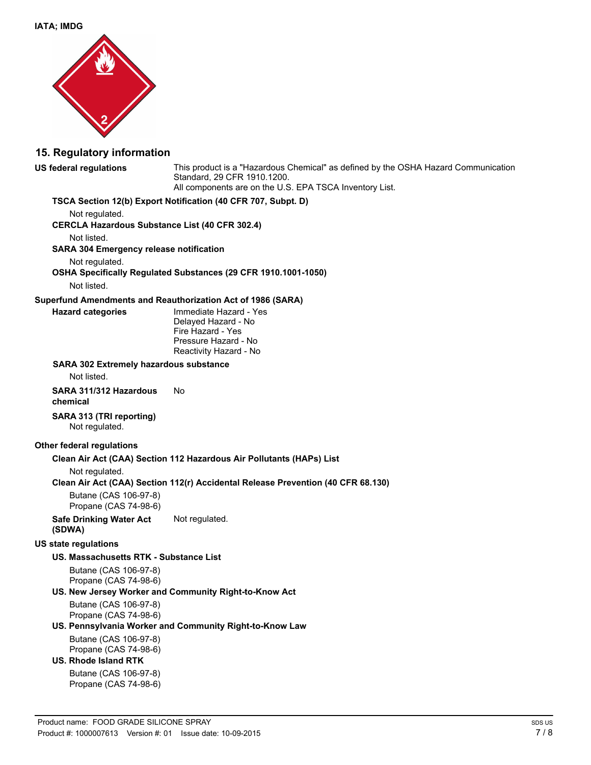**IATA; IMDG**

## 15. Regulatory information

**US federal regulations**

This product is a "Hazardous Chemical" as defined by the OSHA Hazard Communication Standard, 29 CFR 1910.1200.
All components are on the U.S. EPA TSCA Inventory List.

**TSCA Section 12(b) Export Notification (40 CFR 707, Subpt. D)**

Not regulated.

**CERCLA Hazardous Substance List (40 CFR 302.4)**

Not listed.

**SARA 304 Emergency release notification**

Not regulated.

**OSHA Specifically Regulated Substances (29 CFR 1910.1001-1050)**

Not listed.

**Superfund Amendments and Reauthorization Act of 1986 (SARA)**

**Hazard categories**

Immediate Hazard - Yes
Delayed Hazard - No
Fire Hazard - Yes
Pressure Hazard - No
Reactivity Hazard - No

**SARA 302 Extremely hazardous substance**

Not listed.

**SARA 311/312 Hazardous chemical** No

**SARA 313 (TRI reporting)**

Not regulated.

**Other federal regulations**

**Clean Air Act (CAA) Section 112 Hazardous Air Pollutants (HAPs) List**

Not regulated.

**Clean Air Act (CAA) Section 112(r) Accidental Release Prevention (40 CFR 68.130)**

Butane (CAS 106-97-8)
Propane (CAS 74-98-6)

**Safe Drinking Water Act (SDWA)** Not regulated.

**US state regulations**

**US. Massachusetts RTK - Substance List**

Butane (CAS 106-97-8)
Propane (CAS 74-98-6)

**US. New Jersey Worker and Community Right-to-Know Act**

Butane (CAS 106-97-8)
Propane (CAS 74-98-6)

**US. Pennsylvania Worker and Community Right-to-Know Law**

Butane (CAS 106-97-8)
Propane (CAS 74-98-6)

**US. Rhode Island RTK**

Butane (CAS 106-97-8)
Propane (CAS 74-98-6)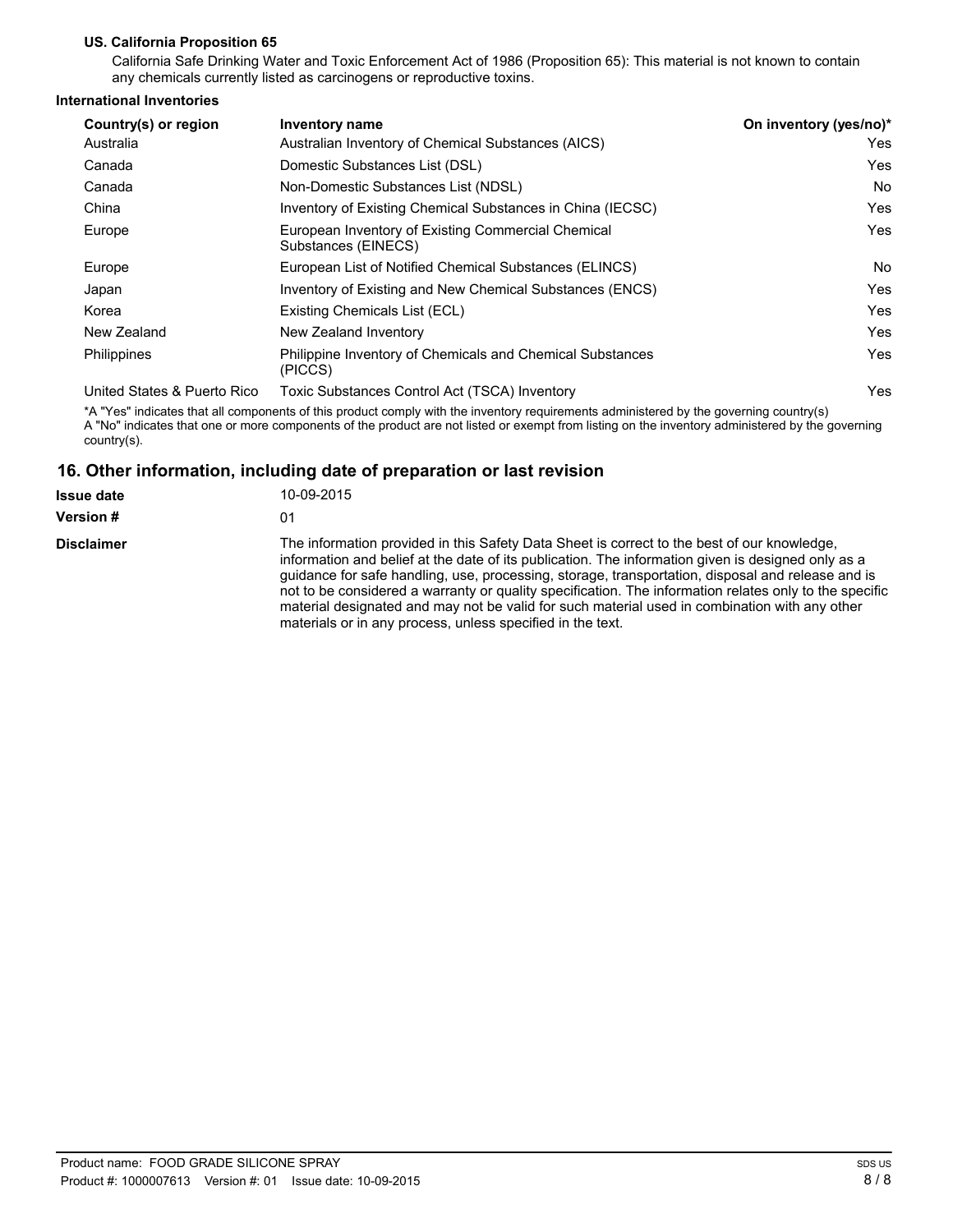**US. California Proposition 65**

California Safe Drinking Water and Toxic Enforcement Act of 1986 (Proposition 65): This material is not known to contain any chemicals currently listed as carcinogens or reproductive toxins.

**International Inventories**

| Country(s) or region | Inventory name | On inventory (yes/no)* |
|---|---|---|
| Australia | Australian Inventory of Chemical Substances (AICS) | Yes |
| Canada | Domestic Substances List (DSL) | Yes |
| Canada | Non-Domestic Substances List (NDSL) | No |
| China | Inventory of Existing Chemical Substances in China (IECSC) | Yes |
| Europe | European Inventory of Existing Commercial Chemical Substances (EINECS) | Yes |
| Europe | European List of Notified Chemical Substances (ELINCS) | No |
| Japan | Inventory of Existing and New Chemical Substances (ENCS) | Yes |
| Korea | Existing Chemicals List (ECL) | Yes |
| New Zealand | New Zealand Inventory | Yes |
| Philippines | Philippine Inventory of Chemicals and Chemical Substances (PICCS) | Yes |
| United States & Puerto Rico | Toxic Substances Control Act (TSCA) Inventory | Yes |

*A "Yes" indicates that all components of this product comply with the inventory requirements administered by the governing country(s)
A "No" indicates that one or more components of the product are not listed or exempt from listing on the inventory administered by the governing country(s).

## 16. Other information, including date of preparation or last revision

**Issue date** 10-09-2015

**Version #** 01

**Disclaimer** The information provided in this Safety Data Sheet is correct to the best of our knowledge, information and belief at the date of its publication. The information given is designed only as a guidance for safe handling, use, processing, storage, transportation, disposal and release and is not to be considered a warranty or quality specification. The information relates only to the specific material designated and may not be valid for such material used in combination with any other materials or in any process, unless specified in the text.